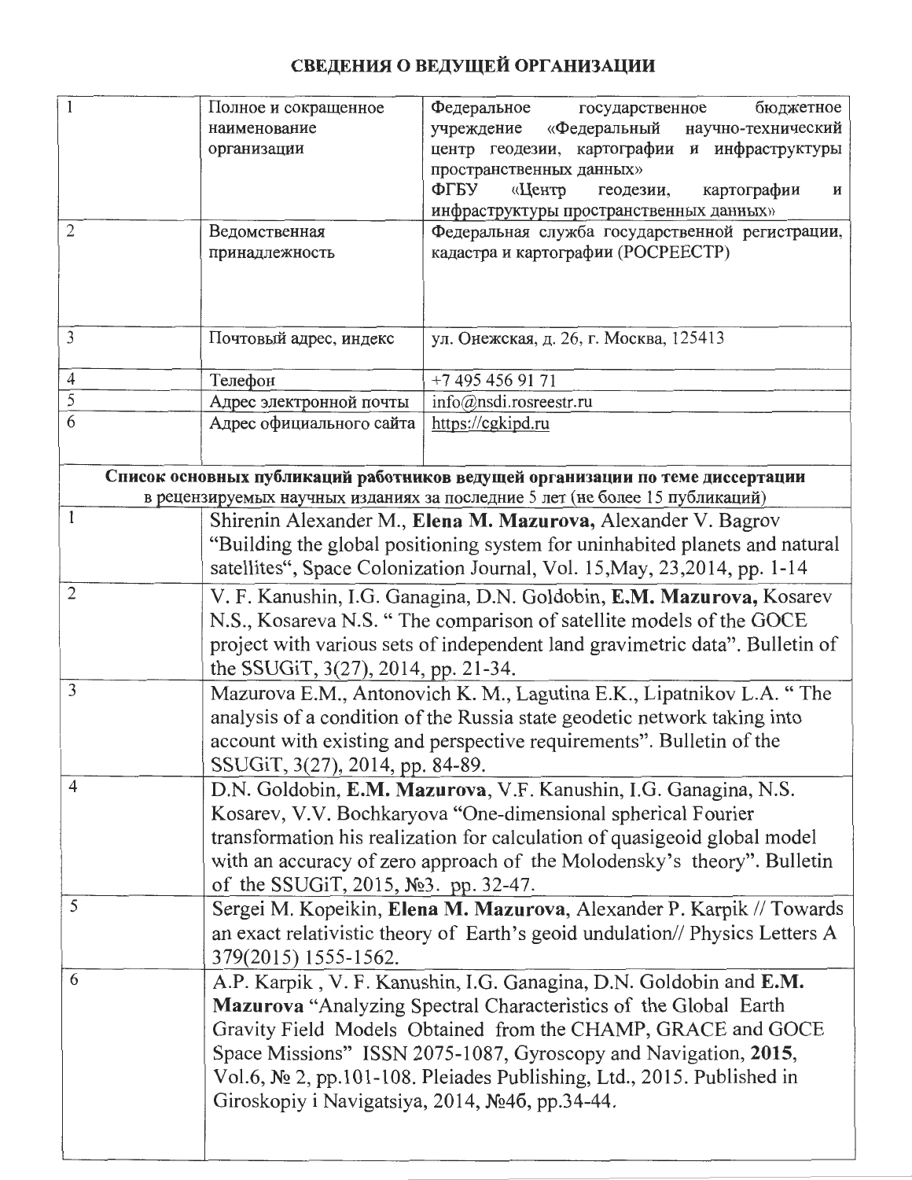# СВЕДЕНИЯ О ВЕДУЩЕЙ ОРГАНИЗАЦИИ

| | | |
|---|---|---|
| 1 | Полное и сокращенное наименование организации | Федеральное государственное бюджетное учреждение «Федеральный научно-технический центр геодезии, картографии и инфраструктуры пространственных данных» ФГБУ «Центр геодезии, картографии и инфраструктуры пространственных данных» |
| 2 | Ведомственная принадлежность | Федеральная служба государственной регистрации, кадастра и картографии (РОСРЕЕСТР) |
| 3 | Почтовый адрес, индекс | ул. Онежская, д. 26, г. Москва, 125413 |
| 4 | Телефон | +7 495 456 91 71 |
| 5 | Адрес электронной почты | info@nsdi.rosreestr.ru |
| 6 | Адрес официального сайта | https://cgkipd.ru |

**Список основных публикаций работников ведущей организации по теме диссертации**
в рецензируемых научных изданиях за последние 5 лет (не более 15 публикаций)

| | |
|---|---|
| 1 | Shirenin Alexander M., **Elena M. Mazurova**, Alexander V. Bagrov "Building the global positioning system for uninhabited planets and natural satellites", Space Colonization Journal, Vol. 15,May, 23,2014, pp. 1-14 |
| 2 | V. F. Kanushin, I.G. Ganagina, D.N. Goldobin, **E.M. Mazurova,** Kosarev N.S., Kosareva N.S. " The comparison of satellite models of the GOCE project with various sets of independent land gravimetric data". Bulletin of the SSUGiT, 3(27), 2014, pp. 21-34. |
| 3 | Mazurova E.M., Antonovich K. M., Lagutina E.K., Lipatnikov L.A. " The analysis of a condition of the Russia state geodetic network taking into account with existing and perspective requirements". Bulletin of the SSUGiT, 3(27), 2014, pp. 84-89. |
| 4 | D.N. Goldobin, **E.M. Mazurova**, V.F. Kanushin, I.G. Ganagina, N.S. Kosarev, V.V. Bochkaryova "One-dimensional spherical Fourier transformation his realization for calculation of quasigeoid global model with an accuracy of zero approach of the Molodensky's theory". Bulletin of the SSUGiT, 2015, №3. pp. 32-47. |
| 5 | Sergei M. Kopeikin, **Elena M. Mazurova**, Alexander P. Karpik // Towards an exact relativistic theory of Earth's geoid undulation// Physics Letters A 379(2015) 1555-1562. |
| 6 | A.P. Karpik , V. F. Kanushin, I.G. Ganagina, D.N. Goldobin and **E.M. Mazurova** "Analyzing Spectral Characteristics of the Global Earth Gravity Field Models Obtained from the CHAMP, GRACE and GOCE Space Missions" ISSN 2075-1087, Gyroscopy and Navigation, **2015**, Vol.6, № 2, pp.101-108. Pleiades Publishing, Ltd., 2015. Published in Giroskopiy i Navigatsiya, 2014, №46, pp.34-44. |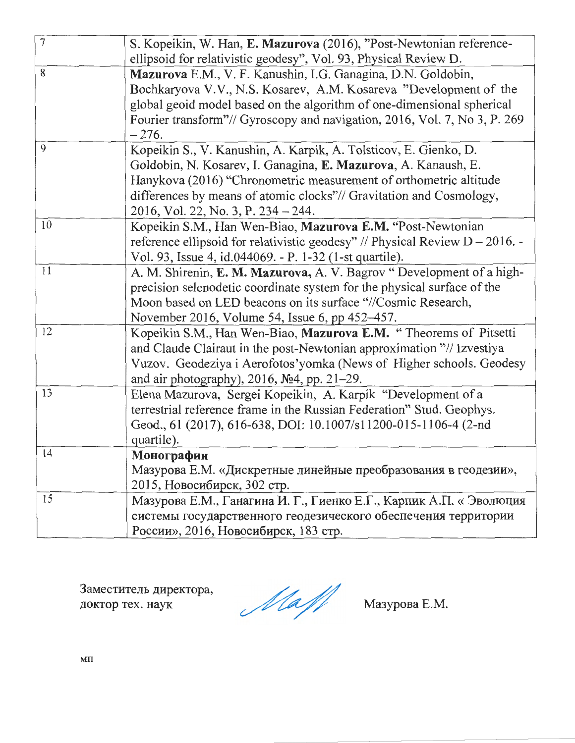| | |
|---|---|
| 7 | S. Kopeikin, W. Han, **E. Mazurova** (2016), "Post-Newtonian reference-ellipsoid for relativistic geodesy", Vol. 93, Physical Review D. |
| 8 | **Mazurova** E.M., V. F. Kanushin, I.G. Ganagina, D.N. Goldobin, Bochkaryova V.V., N.S. Kosarev, A.M. Kosareva "Development of the global geoid model based on the algorithm of one-dimensional spherical Fourier transform"// Gyroscopy and navigation, 2016, Vol. 7, No 3, P. 269 – 276. |
| 9 | Kopeikin S., V. Kanushin, A. Karpik, A. Tolsticov, E. Gienko, D. Goldobin, N. Kosarev, I. Ganagina, **E. Mazurova**, A. Kanaush, E. Hanykova (2016) "Chronometric measurement of orthometric altitude differences by means of atomic clocks"// Gravitation and Cosmology, 2016, Vol. 22, No. 3, P. 234 – 244. |
| 10 | Kopeikin S.M., Han Wen-Biao, **Mazurova E.M.** "Post-Newtonian reference ellipsoid for relativistic geodesy" // Physical Review D – 2016. - Vol. 93, Issue 4, id.044069. - P. 1-32 (1-st quartile). |
| 11 | A. M. Shirenin, **E. M. Mazurova,** A. V. Bagrov " Development of a high-precision selenodetic coordinate system for the physical surface of the Moon based on LED beacons on its surface "//Cosmic Research, November 2016, Volume 54, Issue 6, pp 452–457. |
| 12 | Kopeikin S.M., Han Wen-Biao, **Mazurova E.M.** " Theorems of Pitsetti and Claude Clairaut in the post-Newtonian approximation "// Izvestiya Vuzov. Geodeziya i Aerofotos'yomka (News of Higher schools. Geodesy and air photography), 2016, №4, pp. 21–29. |
| 13 | Elena Mazurova, Sergei Kopeikin, A. Karpik "Development of a terrestrial reference frame in the Russian Federation" Stud. Geophys. Geod., 61 (2017), 616-638, DOI: 10.1007/s11200-015-1106-4 (2-nd quartile). |
| 14 | **Монографии**<br>Мазурова Е.М. «Дискретные линейные преобразования в геодезии», 2015, Новосибирск, 302 стр. |
| 15 | Мазурова Е.М., Ганагина И. Г., Гиенко Е.Г., Карпик А.П. « Эволюция системы государственного геодезического обеспечения территории России», 2016, Новосибирск, 183 стр. |

Заместитель директора,
доктор тех. наук Мазурова Е.М.

МП